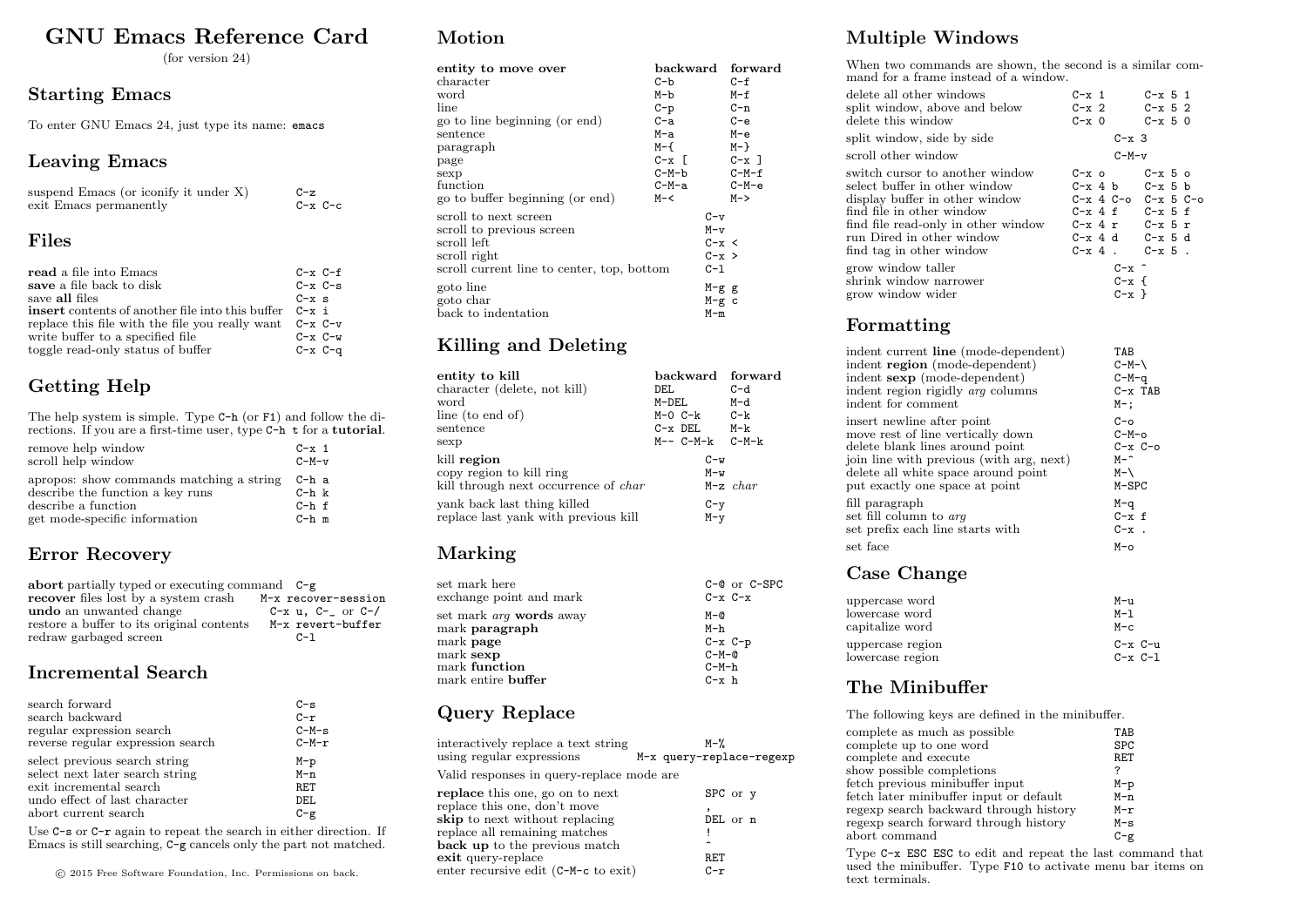# GNU Emacs Reference Card

(for version 24)

## Starting Emacs

To enter GNU Emacs 24, just type its name: `emacs`

## Leaving Emacs

| | |
|---|---|
| suspend Emacs (or iconify it under X) | `C-z` |
| exit Emacs permanently | `C-x C-c` |

## Files

| | |
|---|---|
| **read** a file into Emacs | `C-x C-f` |
| **save** a file back to disk | `C-x C-s` |
| save **all** files | `C-x s` |
| **insert** contents of another file into this buffer | `C-x i` |
| replace this file with the file you really want | `C-x C-v` |
| write buffer to a specified file | `C-x C-w` |
| toggle read-only status of buffer | `C-x C-q` |

## Getting Help

The help system is simple. Type `C-h` (or `F1`) and follow the directions. If you are a first-time user, type `C-h t` for a **tutorial**.

| | |
|---|---|
| remove help window | `C-x 1` |
| scroll help window | `C-M-v` |
| apropos: show commands matching a string | `C-h a` |
| describe the function a key runs | `C-h k` |
| describe a function | `C-h f` |
| get mode-specific information | `C-h m` |

## Error Recovery

| | |
|---|---|
| **abort** partially typed or executing command | `C-g` |
| **recover** files lost by a system crash | `M-x recover-session` |
| **undo** an unwanted change | `C-x u`, `C-_` or `C-/` |
| restore a buffer to its original contents | `M-x revert-buffer` |
| redraw garbaged screen | `C-l` |

## Incremental Search

| | |
|---|---|
| search forward | `C-s` |
| search backward | `C-r` |
| regular expression search | `C-M-s` |
| reverse regular expression search | `C-M-r` |
| select previous search string | `M-p` |
| select next later search string | `M-n` |
| exit incremental search | `RET` |
| undo effect of last character | `DEL` |
| abort current search | `C-g` |

Use `C-s` or `C-r` again to repeat the search in either direction. If Emacs is still searching, `C-g` cancels only the part not matched.

© 2015 Free Software Foundation, Inc. Permissions on back.

## Motion

| **entity to move over** | **backward** | **forward** |
|---|---|---|
| character | `C-b` | `C-f` |
| word | `M-b` | `M-f` |
| line | `C-p` | `C-n` |
| go to line beginning (or end) | `C-a` | `C-e` |
| sentence | `M-a` | `M-e` |
| paragraph | `M-{` | `M-}` |
| page | `C-x [` | `C-x ]` |
| sexp | `C-M-b` | `C-M-f` |
| function | `C-M-a` | `C-M-e` |
| go to buffer beginning (or end) | `M-<` | `M->` |

| | |
|---|---|
| scroll to next screen | `C-v` |
| scroll to previous screen | `M-v` |
| scroll left | `C-x <` |
| scroll right | `C-x >` |
| scroll current line to center, top, bottom | `C-l` |
| goto line | `M-g g` |
| goto char | `M-g c` |
| back to indentation | `M-m` |

## Killing and Deleting

| **entity to kill** | **backward** | **forward** |
|---|---|---|
| character (delete, not kill) | `DEL` | `C-d` |
| word | `M-DEL` | `M-d` |
| line (to end of) | `M-0 C-k` | `C-k` |
| sentence | `C-x DEL` | `M-k` |
| sexp | `M-- C-M-k` | `C-M-k` |

| | |
|---|---|
| kill **region** | `C-w` |
| copy region to kill ring | `M-w` |
| kill through next occurrence of *char* | `M-z` *char* |
| yank back last thing killed | `C-y` |
| replace last yank with previous kill | `M-y` |

## Marking

| | |
|---|---|
| set mark here | `C-@` or `C-SPC` |
| exchange point and mark | `C-x C-x` |
| set mark *arg* **words** away | `M-@` |
| mark **paragraph** | `M-h` |
| mark **page** | `C-x C-p` |
| mark **sexp** | `C-M-@` |
| mark **function** | `C-M-h` |
| mark entire **buffer** | `C-x h` |

## Query Replace

| | |
|---|---|
| interactively replace a text string | `M-%` |
| using regular expressions | `M-x query-replace-regexp` |

Valid responses in query-replace mode are

| | |
|---|---|
| **replace** this one, go on to next | `SPC` or `y` |
| replace this one, don't move | `,` |
| **skip** to next without replacing | `DEL` or `n` |
| replace all remaining matches | `!` |
| **back up** to the previous match | `^` |
| **exit** query-replace | `RET` |
| enter recursive edit (`C-M-c` to exit) | `C-r` |

## Multiple Windows

When two commands are shown, the second is a similar command for a frame instead of a window.

| | | |
|---|---|---|
| delete all other windows | `C-x 1` | `C-x 5 1` |
| split window, above and below | `C-x 2` | `C-x 5 2` |
| delete this window | `C-x 0` | `C-x 5 0` |
| split window, side by side | `C-x 3` | |
| scroll other window | `C-M-v` | |
| switch cursor to another window | `C-x o` | `C-x 5 o` |
| select buffer in other window | `C-x 4 b` | `C-x 5 b` |
| display buffer in other window | `C-x 4 C-o` | `C-x 5 C-o` |
| find file in other window | `C-x 4 f` | `C-x 5 f` |
| find file read-only in other window | `C-x 4 r` | `C-x 5 r` |
| run Dired in other window | `C-x 4 d` | `C-x 5 d` |
| find tag in other window | `C-x 4 .` | `C-x 5 .` |
| grow window taller | `C-x ^` | |
| shrink window narrower | `C-x {` | |
| grow window wider | `C-x }` | |

## Formatting

| | |
|---|---|
| indent current **line** (mode-dependent) | `TAB` |
| indent **region** (mode-dependent) | `C-M-\` |
| indent **sexp** (mode-dependent) | `C-M-q` |
| indent region rigidly *arg* columns | `C-x TAB` |
| indent for comment | `M-;` |
| insert newline after point | `C-o` |
| move rest of line vertically down | `C-M-o` |
| delete blank lines around point | `C-x C-o` |
| join line with previous (with arg, next) | `M-^` |
| delete all white space around point | `M-\` |
| put exactly one space at point | `M-SPC` |
| fill paragraph | `M-q` |
| set fill column to *arg* | `C-x f` |
| set prefix each line starts with | `C-x .` |
| set face | `M-o` |

## Case Change

| | |
|---|---|
| uppercase word | `M-u` |
| lowercase word | `M-l` |
| capitalize word | `M-c` |
| uppercase region | `C-x C-u` |
| lowercase region | `C-x C-l` |

## The Minibuffer

The following keys are defined in the minibuffer.

| | |
|---|---|
| complete as much as possible | `TAB` |
| complete up to one word | `SPC` |
| complete and execute | `RET` |
| show possible completions | `?` |
| fetch previous minibuffer input | `M-p` |
| fetch later minibuffer input or default | `M-n` |
| regexp search backward through history | `M-r` |
| regexp search forward through history | `M-s` |
| abort command | `C-g` |

Type `C-x ESC ESC` to edit and repeat the last command that used the minibuffer. Type `F10` to activate menu bar items on text terminals.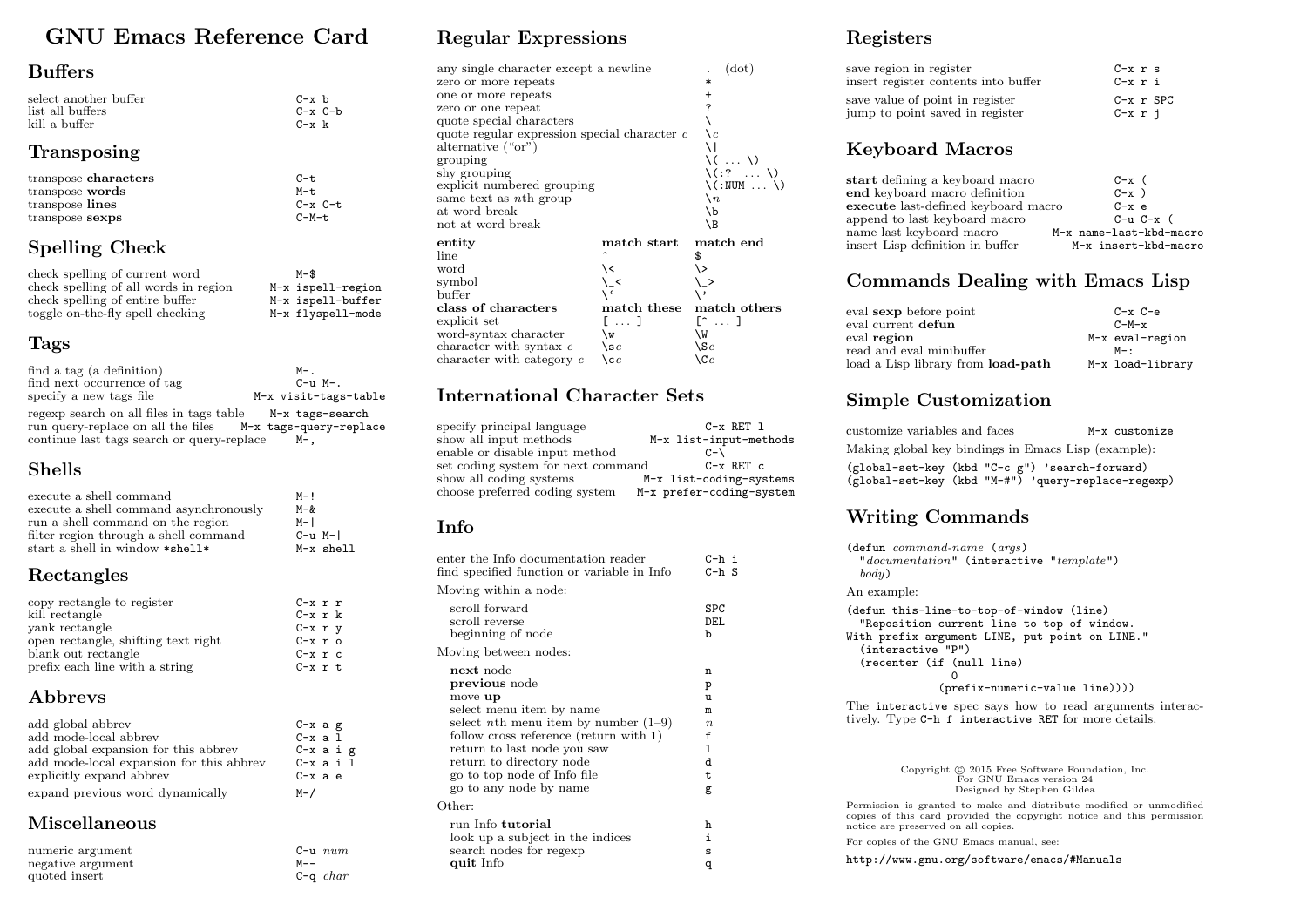# GNU Emacs Reference Card

## Buffers

| | |
|---|---|
| select another buffer | `C-x b` |
| list all buffers | `C-x C-b` |
| kill a buffer | `C-x k` |

## Transposing

| | |
|---|---|
| transpose **characters** | `C-t` |
| transpose **words** | `M-t` |
| transpose **lines** | `C-x C-t` |
| transpose **sexps** | `C-M-t` |

## Spelling Check

| | |
|---|---|
| check spelling of current word | `M-$` |
| check spelling of all words in region | `M-x ispell-region` |
| check spelling of entire buffer | `M-x ispell-buffer` |
| toggle on-the-fly spell checking | `M-x flyspell-mode` |

## Tags

| | |
|---|---|
| find a tag (a definition) | `M-.` |
| find next occurrence of tag | `C-u M-.` |
| specify a new tags file | `M-x visit-tags-table` |
| regexp search on all files in tags table | `M-x tags-search` |
| run query-replace on all the files | `M-x tags-query-replace` |
| continue last tags search or query-replace | `M-,` |

## Shells

| | |
|---|---|
| execute a shell command | `M-!` |
| execute a shell command asynchronously | `M-&` |
| run a shell command on the region | `M-|` |
| filter region through a shell command | `C-u M-|` |
| start a shell in window `*shell*` | `M-x shell` |

## Rectangles

| | |
|---|---|
| copy rectangle to register | `C-x r r` |
| kill rectangle | `C-x r k` |
| yank rectangle | `C-x r y` |
| open rectangle, shifting text right | `C-x r o` |
| blank out rectangle | `C-x r c` |
| prefix each line with a string | `C-x r t` |

## Abbrevs

| | |
|---|---|
| add global abbrev | `C-x a g` |
| add mode-local abbrev | `C-x a l` |
| add global expansion for this abbrev | `C-x a i g` |
| add mode-local expansion for this abbrev | `C-x a i l` |
| explicitly expand abbrev | `C-x a e` |
| expand previous word dynamically | `M-/` |

## Miscellaneous

| | |
|---|---|
| numeric argument | `C-u` *num* |
| negative argument | `M--` |
| quoted insert | `C-q` *char* |

## Regular Expressions

| | |
|---|---|
| any single character except a newline | `.` (dot) |
| zero or more repeats | `*` |
| one or more repeats | `+` |
| zero or one repeat | `?` |
| quote special characters | `\` |
| quote regular expression special character *c* | `\`*c* |
| alternative ("or") | `\|` |
| grouping | `\( ... \)` |
| shy grouping | `\(:? ... \)` |
| explicit numbered grouping | `\(:NUM ... \)` |
| same text as *n*th group | `\`*n* |
| at word break | `\b` |
| not at word break | `\B` |

| **entity** | **match start** | **match end** |
|---|---|---|
| line | `^` | `$` |
| word | `\<` | `\>` |
| symbol | `\_<` | `\_>` |
| buffer | `` \` `` | `\'` |

| **class of characters** | **match these** | **match others** |
|---|---|---|
| explicit set | `[ ... ]` | `[^ ... ]` |
| word-syntax character | `\w` | `\W` |
| character with syntax *c* | `\s`*c* | `\S`*c* |
| character with category *c* | `\c`*c* | `\C`*c* |

## International Character Sets

| | |
|---|---|
| specify principal language | `C-x RET l` |
| show all input methods | `M-x list-input-methods` |
| enable or disable input method | `C-\` |
| set coding system for next command | `C-x RET c` |
| show all coding systems | `M-x list-coding-systems` |
| choose preferred coding system | `M-x prefer-coding-system` |

## Info

| | |
|---|---|
| enter the Info documentation reader | `C-h i` |
| find specified function or variable in Info | `C-h S` |

Moving within a node:

| | |
|---|---|
| scroll forward | `SPC` |
| scroll reverse | `DEL` |
| beginning of node | `b` |

Moving between nodes:

| | |
|---|---|
| **next** node | `n` |
| **previous** node | `p` |
| move **up** | `u` |
| select menu item by name | `m` |
| select *n*th menu item by number (1–9) | *n* |
| follow cross reference (return with `l`) | `f` |
| return to last node you saw | `l` |
| return to directory node | `d` |
| go to top node of Info file | `t` |
| go to any node by name | `g` |

Other:

| | |
|---|---|
| run Info **tutorial** | `h` |
| look up a subject in the indices | `i` |
| search nodes for regexp | `s` |
| **quit** Info | `q` |

## Registers

| | |
|---|---|
| save region in register | `C-x r s` |
| insert register contents into buffer | `C-x r i` |
| save value of point in register | `C-x r SPC` |
| jump to point saved in register | `C-x r j` |

## Keyboard Macros

| | |
|---|---|
| **start** defining a keyboard macro | `C-x (` |
| **end** keyboard macro definition | `C-x )` |
| **execute** last-defined keyboard macro | `C-x e` |
| append to last keyboard macro | `C-u C-x (` |
| name last keyboard macro | `M-x name-last-kbd-macro` |
| insert Lisp definition in buffer | `M-x insert-kbd-macro` |

## Commands Dealing with Emacs Lisp

| | |
|---|---|
| eval **sexp** before point | `C-x C-e` |
| eval current **defun** | `C-M-x` |
| eval **region** | `M-x eval-region` |
| read and eval minibuffer | `M-:` |
| load a Lisp library from **load-path** | `M-x load-library` |

## Simple Customization

| | |
|---|---|
| customize variables and faces | `M-x customize` |

Making global key bindings in Emacs Lisp (example):

```
(global-set-key (kbd "C-c g") 'search-forward)
(global-set-key (kbd "M-#") 'query-replace-regexp)
```

## Writing Commands

```
(defun command-name (args)
  "documentation" (interactive "template")
  body)
```

An example:

```
(defun this-line-to-top-of-window (line)
  "Reposition current line to top of window.
With prefix argument LINE, put point on LINE."
  (interactive "P")
  (recenter (if (null line)
                0
              (prefix-numeric-value line))))
```

The `interactive` spec says how to read arguments interactively. Type `C-h f interactive RET` for more details.

Copyright © 2015 Free Software Foundation, Inc.
For GNU Emacs version 24
Designed by Stephen Gildea

Permission is granted to make and distribute modified or unmodified copies of this card provided the copyright notice and this permission notice are preserved on all copies.

For copies of the GNU Emacs manual, see:

`http://www.gnu.org/software/emacs/#Manuals`